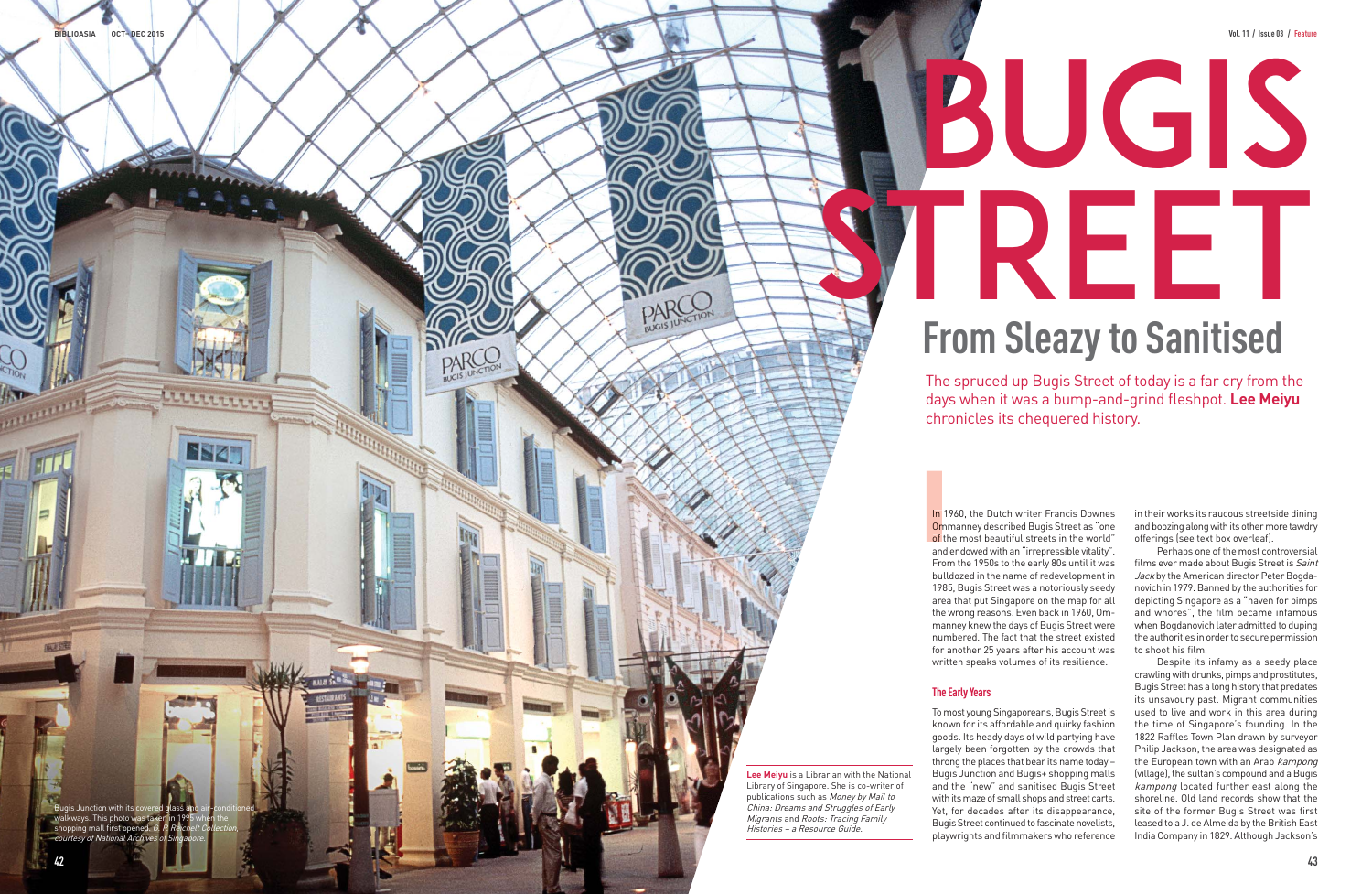# BUGIS STREET

## From Sleazy to Sanitised

The spruced up Bugis Street of today is a far cry from the days when it was a bump-and-grind fleshpot. **Lee Meiyu** chronicles its chequered history.

Bugis Junction with its covered glass and air-conditioned walkways. This photo was taken in 1995 when the shopping mall first opened. *G. R. Reichelt Collection, courtesy of National Archives of Singapore.*

In 1960, the Dutch writer Francis Downes Ommanney described Bugis Street as "one of the most beautiful streets in the world" and endowed with an "irrepressible vitality". From the 1950s to the early 80s until it was bulldozed in the name of redevelopment in 1985, Bugis Street was a notoriously seedy area that put Singapore on the map for all the wrong reasons. Even back in 1960, Ommanney knew the days of Bugis Street were numbered. The fact that the street existed for another 25 years after his account was written speaks volumes of its resilience.

### The Early Years

To most young Singaporeans, Bugis Street is known for its affordable and quirky fashion goods. Its heady days of wild partying have largely been forgotten by the crowds that throng the places that bear its name today – Bugis Junction and Bugis+ shopping malls and the "new" and sanitised Bugis Street with its maze of small shops and street carts. Yet, for decades after its disappearance, Bugis Street continued to fascinate novelists, playwrights and filmmakers who reference in their works its raucous streetside dining and boozing along with its other more tawdry offerings (see text box overleaf).

Perhaps one of the most controversial films ever made about Bugis Street is *Saint Jack* by the American director Peter Bogdanovich in 1979. Banned by the authorities for depicting Singapore as a "haven for pimps and whores", the film became infamous when Bogdanovich later admitted to duping the authorities in order to secure permission to shoot his film.

Despite its infamy as a seedy place crawling with drunks, pimps and prostitutes, Bugis Street has a long history that predates its unsavoury past. Migrant communities used to live and work in this area during the time of Singapore's founding. In the 1822 Raffles Town Plan drawn by surveyor Philip Jackson, the area was designated as the European town with an Arab *kampong* (village), the sultan's compound and a Bugis *kampong* located further east along the shoreline. Old land records show that the site of the former Bugis Street was first leased to a J. de Almeida by the British East India Company in 1829. Although Jackson's

**Lee Meiyu** is a Librarian with the National Library of Singapore. She is co-writer of publications such as *Money by Mail to China: Dreams and Struggles of Early Migrants* and *Roots: Tracing Family Histories – a Resource Guide.*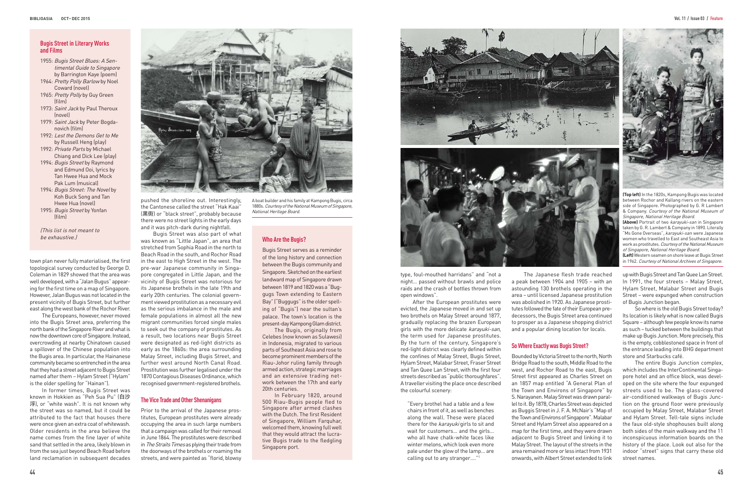## Bugis Street in Literary Works and Films

- 1955: *Bugis Street Blues: A Sentimental Guide to Singapore* by Barrington Kaye (poem)
- 1964: *Pretty Polly Barlow* by Noel Coward (novel)
- 1965: *Pretty Polly* by Guy Green (film)
- 1973: *Saint Jack* by Paul Theroux (novel)
- 1979: *Saint Jack* by Peter Bogdanovich (film)
- 1992: *Lest the Demons Get to Me* by Russell Heng (play)
- 1992: *Private Parts* by Michael Chiang and Dick Lee (play)
- 1994: *Bugis Street* by Raymond and Edmund Ooi, lyrics by Tan Hwee Hua and Mock Pak Lum (musical)
- 1994: *Bugis Street: The Novel* by Koh Buck Song and Tan Hwee Hua (novel)
- 1995: *Bugis Street* by Yonfan (film)

*(This list is not meant to be exhaustive.)*

town plan never fully materialised, the first topological survey conducted by George D. Coleman in 1829 showed that the area was well developed, with a "Jalan Bugus" appearing for the first time on a map of Singapore. However, Jalan Bugus was not located in the present vicinity of Bugis Street, but further east along the west bank of the Rochor River.

The Europeans, however, never moved into the Bugis Street area, preferring the north bank of the Singapore River and what is now the downtown core of Singapore. Instead, overcrowding at nearby Chinatown caused a spillover of the Chinese population into the Bugis area. In particular, the Hainanese community became so entrenched in the area that they had a street adjacent to Bugis Street named after them – Hylam Street ("Hylam" is the older spelling for "Hainan").

In former times, Bugis Street was known in Hokkien as "Peh Sua Pu" (白沙浮), or "white wash". It is not known why the street was so named, but it could be attributed to the fact that houses there were once given an extra coat of whitewash. Older residents in the area believe the name comes from the fine layer of white sand that settled in the area, likely blown in from the sea just beyond Beach Road before land reclamation in subsequent decades pushed the shoreline out. Interestingly, the Cantonese called the street "Hak Kaai" (黑街) or "black street", probably because there were no street lights in the early days and it was pitch-dark during nightfall.

Bugis Street was also part of what was known as "Little Japan", an area that stretched from Sophia Road in the north to Beach Road in the south, and Rochor Road in the east to High Street in the west. The pre-war Japanese community in Singapore congregated in Little Japan, and the vicinity of Bugis Street was notorious for its Japanese brothels in the late 19th and early 20th centuries. The colonial government viewed prostitution as a necessary evil as the serious imbalance in the male and female populations in almost all the new migrant communities forced single males to seek out the company of prostitutes. As a result, two locations near Bugis Street were designated as red-light districts as early as the 1860s: the area surrounding Malay Street, including Bugis Street, and further west around North Canal Road. Prostitution was further legalised under the 1870 Contagious Diseases Ordinance, which recognised government-registered brothels.

A boat builder and his family at Kampong Bugis, circa 1880s. *Courtesy of the National Museum of Singapore, National Heritage Board.*

## Who Are the Bugis?

Bugis Street serves as a reminder of the long history and connection between the Bugis community and Singapore. Sketched on the earliest landward map of Singapore drawn between 1819 and 1820 was a "Buggugs Town extending to Eastern Bay" ("Bugguggs" is the older spelling of "Bugis") near the sultan's palace. The town's location is the present-day Kampong Glam district.

The Bugis, originally from Celebes (now known as Sulawesi) in Indonesia, migrated to various parts of Southeast Asia and rose to become prominent members of the Riau-Johor ruling family through armed action, strategic marriages and an extensive trading network between the 17th and early 20th centuries.

In February 1820, around 500 Riau-Bugis people fled to Singapore after armed clashes with the Dutch. The first Resident of Singapore, William Farquhar, welcomed them, knowing full well that they would attract the lucrative Bugis trade to the fledgling Singapore port.

## The Vice Trade and Other Shenanigans

Prior to the arrival of the Japanese prostitutes, European prostitutes were already occupying the area in such large numbers that a campaign was called for their removal in June 1864. The prostitutes were described in *The Straits Times* as plying their trade from the doorways of the brothels or roaming the streets, and were painted as "florid, blowsy type, foul-mouthed harridans" and "not a night… passed without brawls and police raids and the crash of bottles thrown from open windows".

After the European prostitutes were evicted, the Japanese moved in and set up two brothels on Malay Street around 1877, gradually replacing the brazen European girls with the more delicate *karayuki-san*, the term used for Japanese prostitutes. By the turn of the century, Singapore's red-light district was clearly defined within the confines of Malay Street, Bugis Street, Hylam Street, Malabar Street, Fraser Street and Tan Quee Lan Street, with the first four streets described as "public thoroughfares". A traveller visiting the place once described the colourful scenery:

> "Every brothel had a table and a few chairs in front of it, as well as benches along the wall. These were placed there for the *karayuki* girls to sit and wait for customers… and the girls… who all have chalk-white faces like winter melons, which look even more pale under the glow of the lamp… are calling out to any stranger…."[1]

The Japanese flesh trade reached a peak between 1904 and 1905 – with an astounding 130 brothels operating in the area – until licensed Japanese prostitution was abolished in 1920. As Japanese prostitutes followed the fate of their European predecessors, the Bugis Street area continued to prosper as a Japanese shopping district and a popular dining location for locals.

## So Where Exactly was Bugis Street?

Bounded by Victoria Street to the north, North Bridge Road to the south, Middle Road to the west, and Rochor Road to the east, Bugis Street first appeared as Charles Street on an 1857 map entitled "A General Plan of the Town and Environs of Singapore" by S. Narayanen. Malay Street was drawn parallel to it. By 1878, Charles Street was depicted as Buggis Street in J. F. A. McNair's "Map of the Town and Environs of Singapore". Malabar Street and Hylam Street also appeared on a map for the first time, and they were drawn adjacent to Bugis Street and linking it to Malay Street. The layout of the streets in the area remained more or less intact from 1931 onwards, with Albert Street extended to link up with Bugis Street and Tan Quee Lan Street. In 1991, the four streets – Malay Street, Hylam Street, Malabar Street and Bugis Street – were expunged when construction of Bugis Junction began.

So where is the old Bugis Street today? Its location is likely what is now called Bugis Square – although few people know its name as such – tucked between the buildings that make up Bugis Junction. More precisely, this is the empty, cobblestoned space in front of the entrance leading into BHG department store and Starbucks café.

The entire Bugis Junction complex, which includes the InterContinental Singapore hotel and an office block, was developed on the site where the four expunged streets used to be. The glass-covered air-conditioned walkways of Bugis Junction on the ground floor were previously occupied by Malay Street, Malabar Street and Hylam Street. Tell-tale signs include the faux old-style shophouses built along both sides of the main walkway and the 11 inconspicuous information boards on the history of the place. Look out also for the indoor "street" signs that carry these old street names.

**(Top left)** In the 1820s, Kampong Bugis was located between Rochor and Kallang rivers on the eastern side of Singapore. Photographed by G. R. Lambert & Company. *Courtesy of the National Museum of Singapore, National Heritage Board.*
**(Above)** Portrait of two *karayuki-san* in Singapore taken by G. R. Lambert & Company in 1890. Literally "Ms Gone Overseas", *karayuki-san* were Japanese women who travelled to East and Southeast Asia to work as prostitutes. *Courtesy of the National Museum of Singapore, National Heritage Board.*
**(Left)** Western seamen on shore leave at Bugis Street in 1962. *Courtesy of National Archives of Singapore.*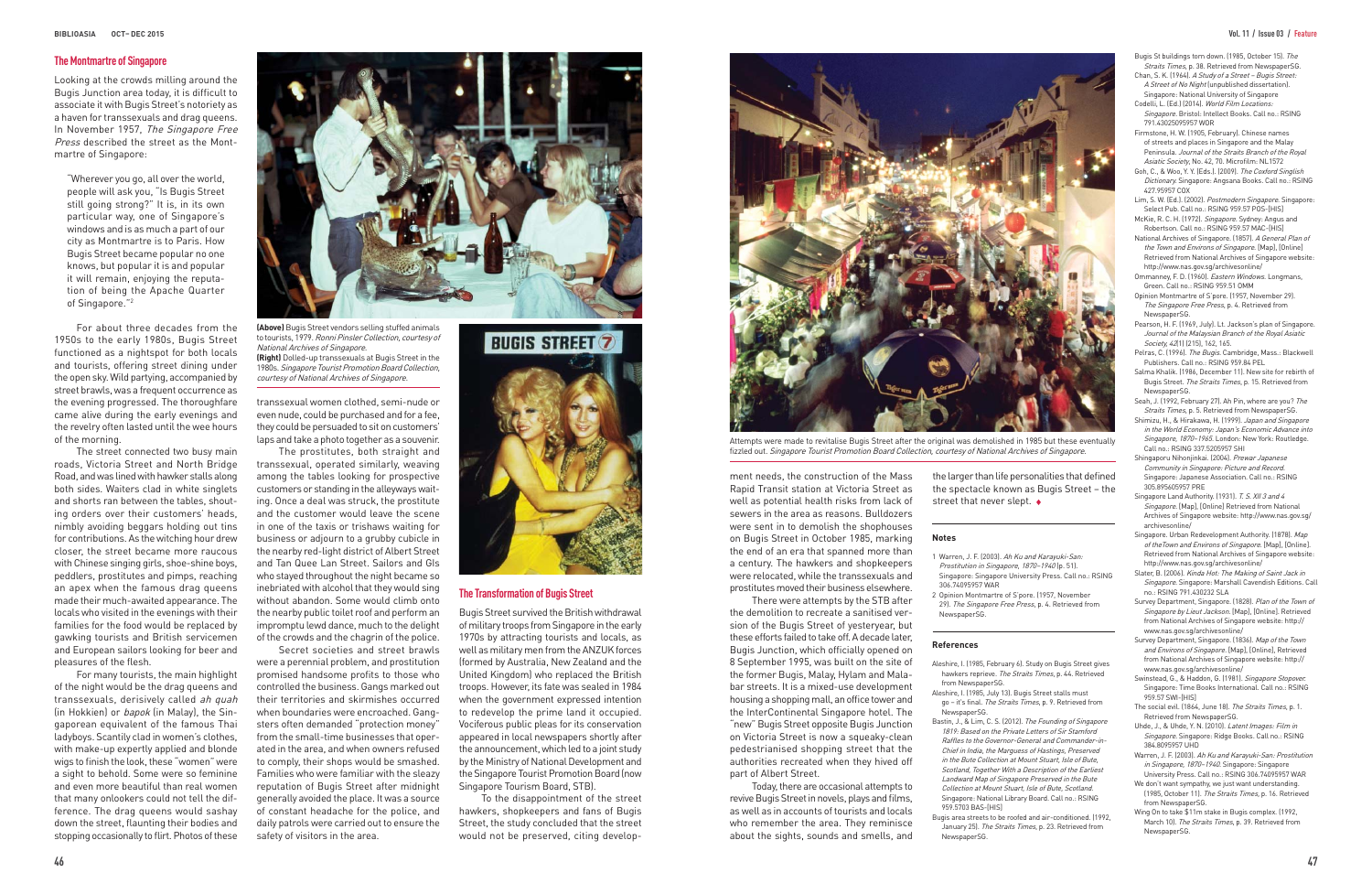## The Montmartre of Singapore

Looking at the crowds milling around the Bugis Junction area today, it is difficult to associate it with Bugis Street's notoriety as a haven for transsexuals and drag queens. In November 1957, *The Singapore Free Press* described the street as the Montmartre of Singapore:

> "Wherever you go, all over the world, people will ask you, "Is Bugis Street still going strong?" It is, in its own particular way, one of Singapore's windows and is as much a part of our city as Montmartre is to Paris. How Bugis Street became popular no one knows, but popular it is and popular it will remain, enjoying the reputation of being the Apache Quarter of Singapore."[2]

For about three decades from the 1950s to the early 1980s, Bugis Street functioned as a nightspot for both locals and tourists, offering street dining under the open sky. Wild partying, accompanied by street brawls, was a frequent occurrence as the evening progressed. The thoroughfare came alive during the early evenings and the revelry often lasted until the wee hours of the morning.

The street connected two busy main roads, Victoria Street and North Bridge Road, and was lined with hawker stalls along both sides. Waiters clad in white singlets and shorts ran between the tables, shouting orders over their customers' heads, nimbly avoiding beggars holding out tins for contributions. As the witching hour drew closer, the street became more raucous with Chinese singing girls, shoe-shine boys, peddlers, prostitutes and pimps, reaching an apex when the famous drag queens made their much-awaited appearance. The locals who visited in the evenings with their families for the food would be replaced by gawking tourists and British servicemen and European sailors looking for beer and pleasures of the flesh.

For many tourists, the main highlight of the night would be the drag queens and transsexuals, derisively called *ah quah* (in Hokkien) or *bapok* (in Malay), the Singaporean equivalent of the famous Thai ladyboys. Scantily clad in women's clothes, with make-up expertly applied and blonde wigs to finish the look, these "women" were a sight to behold. Some were so feminine and even more beautiful than real women that many onlookers could not tell the difference. The drag queens would sashay down the street, flaunting their bodies and stopping occasionally to flirt. Photos of these transsexual women clothed, semi-nude or even nude, could be purchased and for a fee, they could be persuaded to sit on customers' laps and take a photo together as a souvenir.

**(Above)** Bugis Street vendors selling stuffed animals to tourists, 1979. *Ronni Pinsler Collection, courtesy of National Archives of Singapore.*
**(Right)** Dolled-up transsexuals at Bugis Street in the 1980s. *Singapore Tourist Promotion Board Collection, courtesy of National Archives of Singapore.*

The prostitutes, both straight and transsexual, operated similarly, weaving among the tables looking for prospective customers or standing in the alleyways waiting. Once a deal was struck, the prostitute and the customer would leave the scene in one of the taxis or trishaws waiting for business or adjourn to a grubby cubicle in the nearby red-light district of Albert Street and Tan Quee Lan Street. Sailors and GIs who stayed throughout the night became so inebriated with alcohol that they would sing without abandon. Some would climb onto the nearby public toilet roof and perform an impromptu lewd dance, much to the delight of the crowds and the chagrin of the police.

Secret societies and street brawls were a perennial problem, and prostitution promised handsome profits to those who controlled the business. Gangs marked out their territories and skirmishes occurred when boundaries were encroached. Gangsters often demanded "protection money" from the small-time businesses that operated in the area, and when owners refused to comply, their shops would be smashed. Families who were familiar with the sleazy reputation of Bugis Street after midnight generally avoided the place. It was a source of constant headache for the police, and daily patrols were carried out to ensure the safety of visitors in the area.

## The Transformation of Bugis Street

Bugis Street survived the British withdrawal of military troops from Singapore in the early 1970s by attracting tourists and locals, as well as military men from the ANZUK forces (formed by Australia, New Zealand and the United Kingdom) who replaced the British troops. However, its fate was sealed in 1984 when the government expressed intention to redevelop the prime land it occupied. Vociferous public pleas for its conservation appeared in local newspapers shortly after the announcement, which led to a joint study by the Ministry of National Development and the Singapore Tourist Promotion Board (now Singapore Tourism Board, STB).

To the disappointment of the street hawkers, shopkeepers and fans of Bugis Street, the study concluded that the street would not be preserved, citing development needs, the construction of the Mass Rapid Transit station at Victoria Street as well as potential health risks from lack of sewers in the area as reasons. Bulldozers were sent in to demolish the shophouses on Bugis Street in October 1985, marking the end of an era that spanned more than a century. The hawkers and shopkeepers were relocated, while the transsexuals and prostitutes moved their business elsewhere.

Attempts were made to revitalise Bugis Street after the original was demolished in 1985 but these eventually fizzled out. *Singapore Tourist Promotion Board Collection, courtesy of National Archives of Singapore.*

There were attempts by the STB after the demolition to recreate a sanitised version of the Bugis Street of yesteryear, but these efforts failed to take off. A decade later, Bugis Junction, which officially opened on 8 September 1995, was built on the site of the former Bugis, Malay, Hylam and Malabar streets. It is a mixed-use development housing a shopping mall, an office tower and the InterContinental Singapore hotel. The "new" Bugis Street opposite Bugis Junction on Victoria Street is now a squeaky-clean pedestrianised shopping street that the authorities recreated when they hived off part of Albert Street.

Today, there are occasional attempts to revive Bugis Street in novels, plays and films, as well as in accounts of tourists and locals who remember the area. They reminisce about the sights, sounds and smells, and the larger than life personalities that defined the spectacle known as Bugis Street – the street that never slept. ♦

### Notes

1. Warren, J. F. (2003). *Ah Ku and Karayuki-San: Prostitution in Singapore, 1870–1940* (p. 51). Singapore: Singapore University Press. Call no.: RSING 306.74095957 WAR
2. Opinion Montmartre of S'pore. (1957, November 29). *The Singapore Free Press*, p. 4. Retrieved from NewspaperSG.

### References

Aleshire, I. (1985, February 6). Study on Bugis Street gives hawkers reprieve. *The Straits Times*, p. 44. Retrieved from NewspaperSG.

Aleshire, I. (1985, July 13). Bugis Street stalls must go – it's final. *The Straits Times*, p. 9. Retrieved from NewspaperSG.

Bastin, J., & Lim, C. S. (2012). *The Founding of Singapore 1819: Based on the Private Letters of Sir Stamford Raffles to the Governor-General and Commander-in-Chief in India, the Marquess of Hastings, Preserved in the Bute Collection at Mount Stuart, Isle of Bute, Scotland, Together With a Description of the Earliest Landward Map of Singapore Preserved in the Bute Collection at Mount Stuart, Isle of Bute, Scotland.* Singapore: National Library Board. Call no.: RSING 959.5703 BAS-[HIS]

Bugis area streets to be roofed and air-conditioned. (1992, January 25). *The Straits Times*, p. 23. Retrieved from NewspaperSG.

Bugis St buildings torn down. (1985, October 15). *The Straits Times*, p. 38. Retrieved from NewspaperSG.

Chan, S. K. (1964). *A Study of a Street – Bugis Street: A Street of No Night* (unpublished dissertation). Singapore: National University of Singapore

Codelli, L. (Ed.) (2014). *World Film Locations: Singapore*. Bristol: Intellect Books. Call no.: RSING 791.43025095957 WOR

Firmstone, H. W. (1905, February). Chinese names of streets and places in Singapore and the Malay Peninsula. *Journal of the Straits Branch of the Royal Asiatic Society*, No. 42, 70. Microfilm: NL1572

Goh, C., & Woo, Y. Y. (Eds.). (2009). *The Coxford Singlish Dictionary*. Singapore: Angsana Books. Call no.: RSING 427.95957 COX

Lim, S. W. (Ed.). (2002). *Postmodern Singapore*. Singapore: Select Pub. Call no.: RSING 959.57 POS-[HIS]

McKie, R. C. H. (1972). *Singapore*. Sydney: Angus and Robertson. Call no.: RSING 959.57 MAC-[HIS]

National Archives of Singapore. (1857). *A General Plan of the Town and Environs of Singapore*. [Map], [Online] Retrieved from National Archives of Singapore website: http://www.nas.gov.sg/archivesonline/

Ommanney, F. D. (1960). *Eastern Windows*. Longmans, Green. Call no.: RSING 959.51 OMM

Opinion Montmartre of S'pore. (1957, November 29). *The Singapore Free Press*, p. 4. Retrieved from NewspaperSG.

Pearson, H. F. (1969, July). Lt. Jackson's plan of Singapore. *Journal of the Malaysian Branch of the Royal Asiatic Society, 42*(1) (215), 162, 165.

Petras, C. (1996). *The Bugis*. Cambridge, Mass.: Blackwell Publishers. Call no.: RSING 959.84 PEL

Salma Khalik. (1986, December 11). New site for rebirth of Bugis Street. *The Straits Times*, p. 15. Retrieved from NewspaperSG.

Seah, J. (1992, February 27). Ah Pin, where are you? *The Straits Times*, p. 5. Retrieved from NewspaperSG.

Shimizu, H., & Hirakawa, H. (1999). *Japan and Singapore in the World Economy: Japan's Economic Advance into Singapore, 1870–1965*. London: New York: Routledge. Call no.: RSING 337.5205957 SHI

Shingaporu Nihonjinkai. (2004). *Prewar Japanese Community in Singapore: Picture and Record*. Singapore: Japanese Association. Call no.: RSING 305.895605957 PRE

Singapore Land Authority. (1931). *T. S. XII 3 and 4 Singapore*. [Map], [Online] Retrieved from National Archives of Singapore website: http://www.nas.gov.sg/archivesonline/

Singapore. Urban Redevelopment Authority. (1878). *Map of the Town and Environs of Singapore*. [Map], [Online]. Retrieved from National Archives of Singapore website: http://www.nas.gov.sg/archivesonline/

Slater, B. (2006). *Kinda Hot: The Making of Saint Jack in Singapore*. Singapore: Marshall Cavendish Editions. Call no.: RSING 791.430232 SLA

Survey Department, Singapore. (1828). *Plan of the Town of Singapore by Lieut Jackson*. [Map], [Online]. Retrieved from National Archives of Singapore website: http://www.nas.gov.sg/archivesonline/

Survey Department, Singapore. (1836). *Map of the Town and Environs of Singapore*. [Map], [Online] Retrieved from National Archives of Singapore website: http://www.nas.gov.sg/archivesonline/

Swinstead, G., & Haddon, G. (1981). *Singapore Stopover*. Singapore: Time Books International. Call no.: RSING 959.57 SWI-[HIS]

The social evil. (1864, June 18). *The Straits Times*, p. 1. Retrieved from NewspaperSG.

Uhde, J., & Uhde, Y. N. (2010). *Latent Images: Film in Singapore*. Singapore: Ridge Books. Call no.: RSING 384.8095957 UHD

Warren, J. F. (2003). *Ah Ku and Karayuki-San: Prostitution in Singapore, 1870–1940*. Singapore: Singapore University Press. Call no.: RSING 306.74095957 WAR

We don't want sympathy, we just want understanding. (1985, October 11). *The Straits Times*, p. 16. Retrieved from NewspaperSG.

Wing On to take $11m stake in Bugis complex. (1992, March 10). *The Straits Times*, p. 39. Retrieved from NewspaperSG.